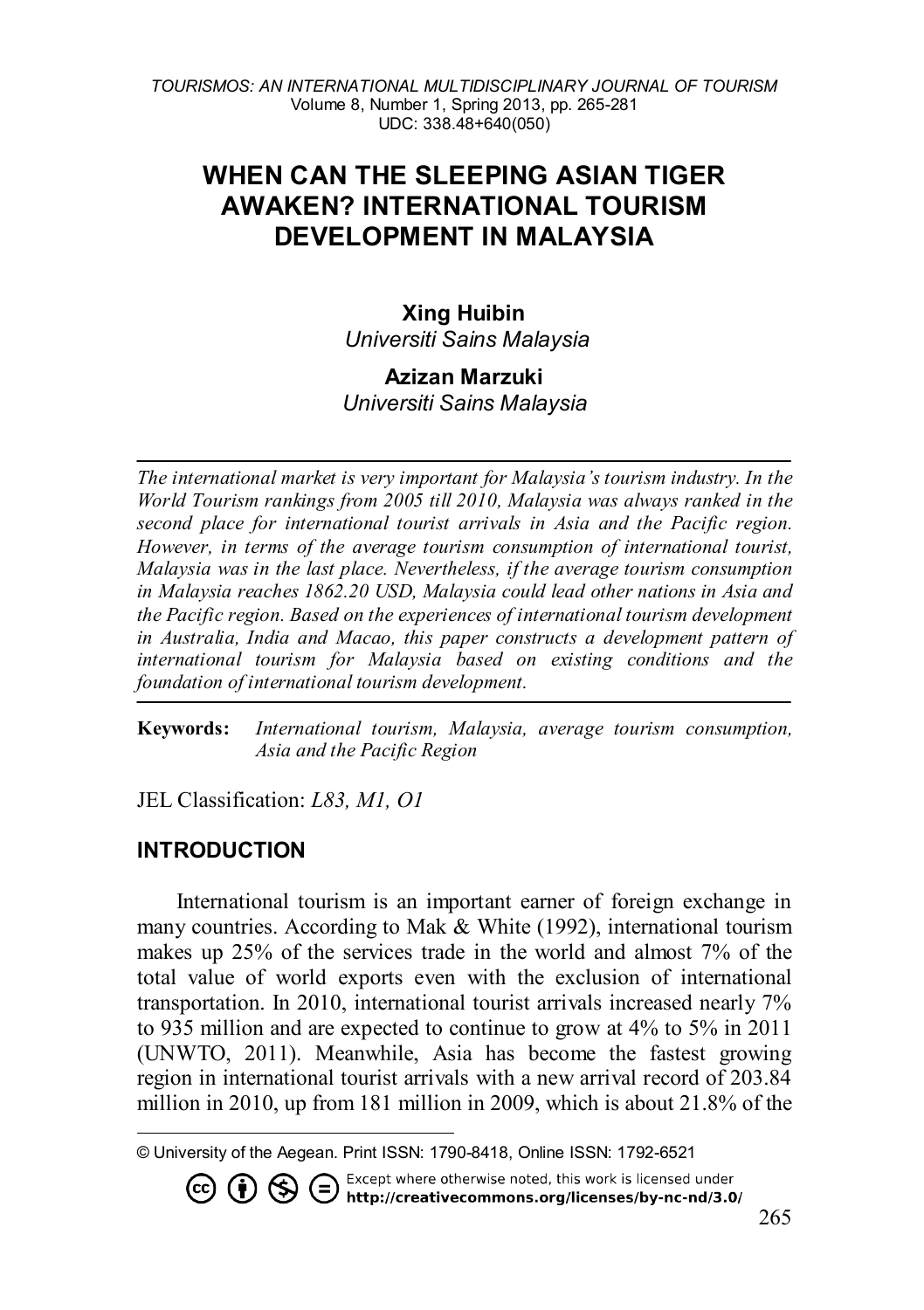# WHEN CAN THE SLEEPING ASIAN TIGER AWAKEN? INTERNATIONAL TOURISM DEVELOPMENT IN MALAYSIA

**Xing Huibin**
*Universiti Sains Malaysia*

**Azizan Marzuki**
*Universiti Sains Malaysia*

*The international market is very important for Malaysia's tourism industry. In the World Tourism rankings from 2005 till 2010, Malaysia was always ranked in the second place for international tourist arrivals in Asia and the Pacific region. However, in terms of the average tourism consumption of international tourist, Malaysia was in the last place. Nevertheless, if the average tourism consumption in Malaysia reaches 1862.20 USD, Malaysia could lead other nations in Asia and the Pacific region. Based on the experiences of international tourism development in Australia, India and Macao, this paper constructs a development pattern of international tourism for Malaysia based on existing conditions and the foundation of international tourism development.*

**Keywords:** *International tourism, Malaysia, average tourism consumption, Asia and the Pacific Region*

JEL Classification: *L83, M1, O1*

## INTRODUCTION

International tourism is an important earner of foreign exchange in many countries. According to Mak & White (1992), international tourism makes up 25% of the services trade in the world and almost 7% of the total value of world exports even with the exclusion of international transportation. In 2010, international tourist arrivals increased nearly 7% to 935 million and are expected to continue to grow at 4% to 5% in 2011 (UNWTO, 2011). Meanwhile, Asia has become the fastest growing region in international tourist arrivals with a new arrival record of 203.84 million in 2010, up from 181 million in 2009, which is about 21.8% of the

© University of the Aegean. Print ISSN: 1790-8418, Online ISSN: 1792-6521

Except where otherwise noted, this work is licensed under **http://creativecommons.org/licenses/by-nc-nd/3.0/**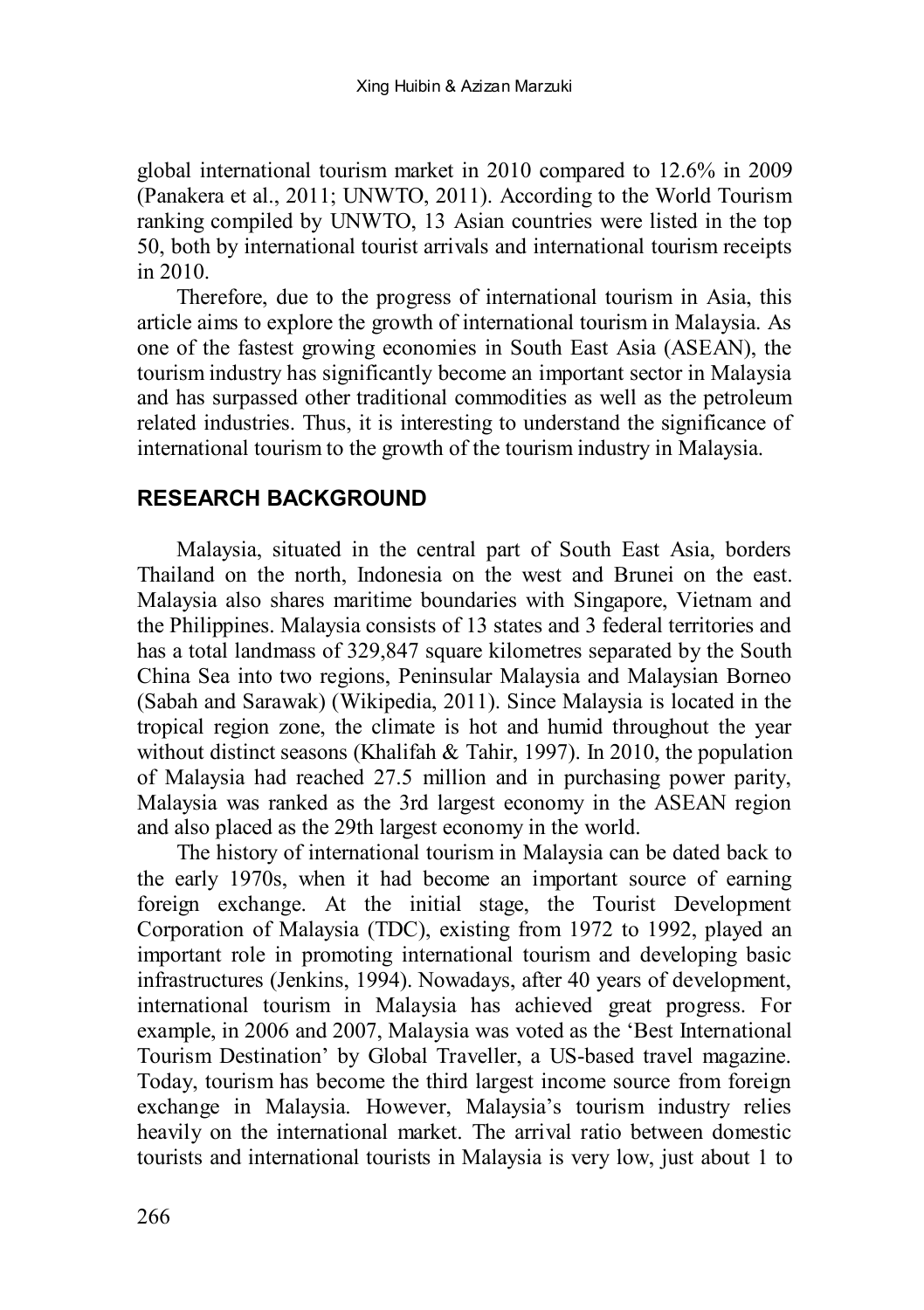global international tourism market in 2010 compared to 12.6% in 2009 (Panakera et al., 2011; UNWTO, 2011). According to the World Tourism ranking compiled by UNWTO, 13 Asian countries were listed in the top 50, both by international tourist arrivals and international tourism receipts in 2010.

Therefore, due to the progress of international tourism in Asia, this article aims to explore the growth of international tourism in Malaysia. As one of the fastest growing economies in South East Asia (ASEAN), the tourism industry has significantly become an important sector in Malaysia and has surpassed other traditional commodities as well as the petroleum related industries. Thus, it is interesting to understand the significance of international tourism to the growth of the tourism industry in Malaysia.

## RESEARCH BACKGROUND

Malaysia, situated in the central part of South East Asia, borders Thailand on the north, Indonesia on the west and Brunei on the east. Malaysia also shares maritime boundaries with Singapore, Vietnam and the Philippines. Malaysia consists of 13 states and 3 federal territories and has a total landmass of 329,847 square kilometres separated by the South China Sea into two regions, Peninsular Malaysia and Malaysian Borneo (Sabah and Sarawak) (Wikipedia, 2011). Since Malaysia is located in the tropical region zone, the climate is hot and humid throughout the year without distinct seasons (Khalifah & Tahir, 1997). In 2010, the population of Malaysia had reached 27.5 million and in purchasing power parity, Malaysia was ranked as the 3rd largest economy in the ASEAN region and also placed as the 29th largest economy in the world.

The history of international tourism in Malaysia can be dated back to the early 1970s, when it had become an important source of earning foreign exchange. At the initial stage, the Tourist Development Corporation of Malaysia (TDC), existing from 1972 to 1992, played an important role in promoting international tourism and developing basic infrastructures (Jenkins, 1994). Nowadays, after 40 years of development, international tourism in Malaysia has achieved great progress. For example, in 2006 and 2007, Malaysia was voted as the 'Best International Tourism Destination' by Global Traveller, a US-based travel magazine. Today, tourism has become the third largest income source from foreign exchange in Malaysia. However, Malaysia's tourism industry relies heavily on the international market. The arrival ratio between domestic tourists and international tourists in Malaysia is very low, just about 1 to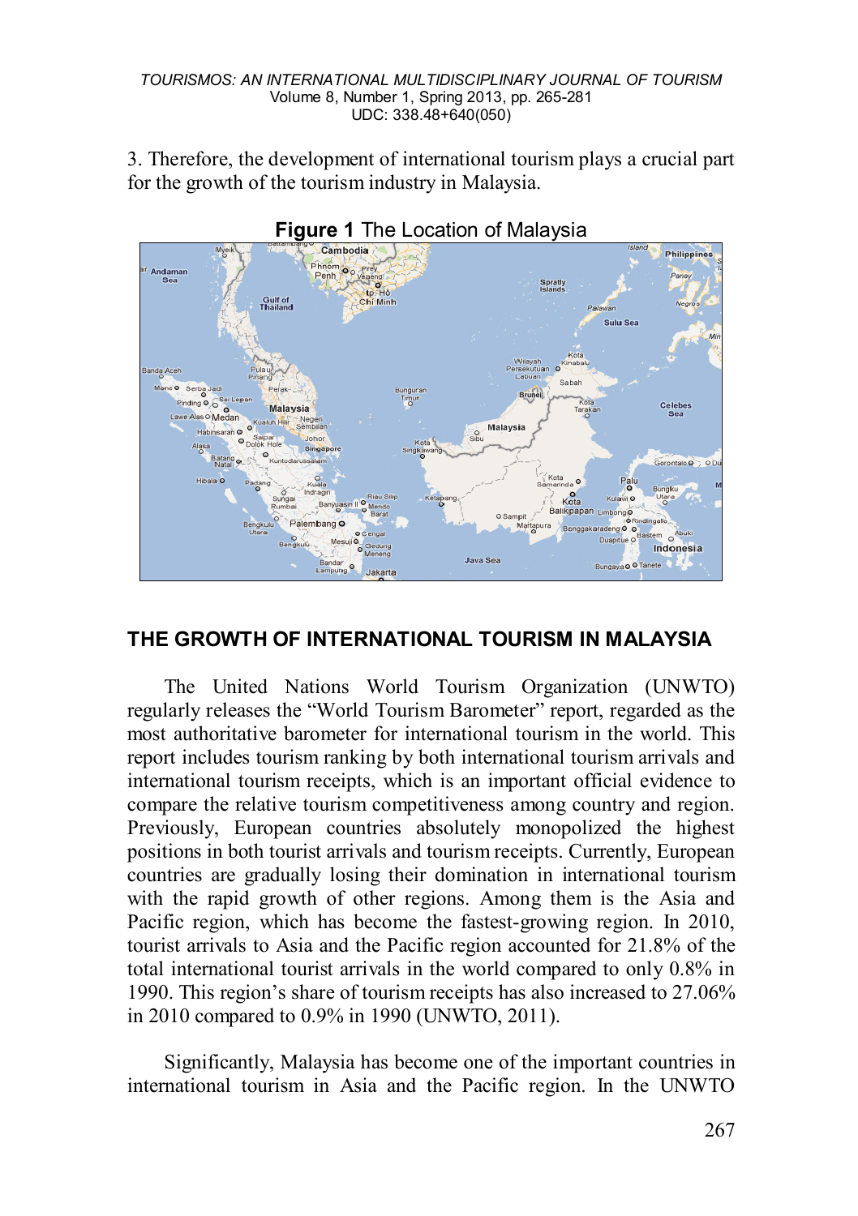3. Therefore, the development of international tourism plays a crucial part for the growth of the tourism industry in Malaysia.

**Figure 1** The Location of Malaysia

## THE GROWTH OF INTERNATIONAL TOURISM IN MALAYSIA

The United Nations World Tourism Organization (UNWTO) regularly releases the "World Tourism Barometer" report, regarded as the most authoritative barometer for international tourism in the world. This report includes tourism ranking by both international tourism arrivals and international tourism receipts, which is an important official evidence to compare the relative tourism competitiveness among country and region. Previously, European countries absolutely monopolized the highest positions in both tourist arrivals and tourism receipts. Currently, European countries are gradually losing their domination in international tourism with the rapid growth of other regions. Among them is the Asia and Pacific region, which has become the fastest-growing region. In 2010, tourist arrivals to Asia and the Pacific region accounted for 21.8% of the total international tourist arrivals in the world compared to only 0.8% in 1990. This region's share of tourism receipts has also increased to 27.06% in 2010 compared to 0.9% in 1990 (UNWTO, 2011).

Significantly, Malaysia has become one of the important countries in international tourism in Asia and the Pacific region. In the UNWTO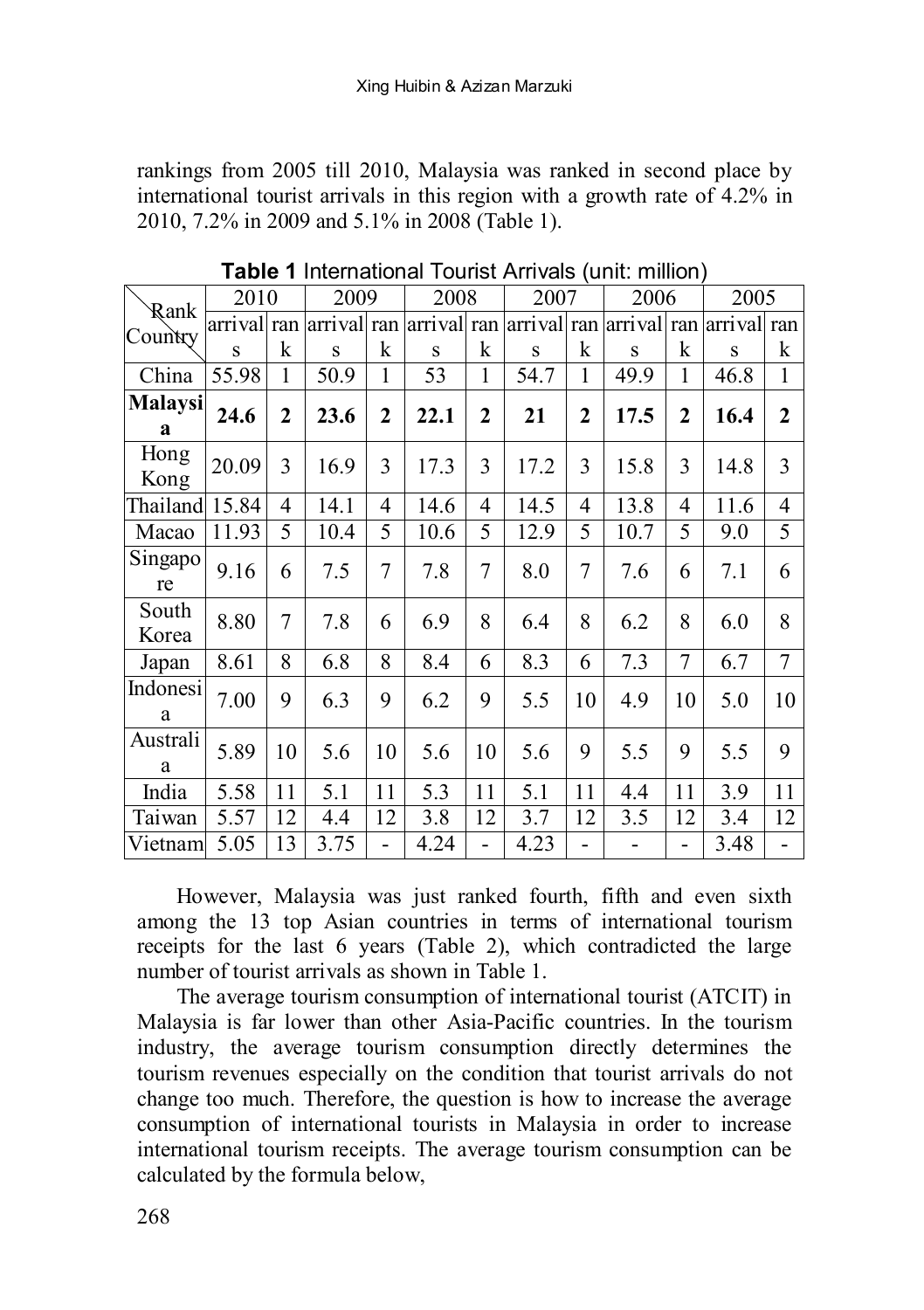rankings from 2005 till 2010, Malaysia was ranked in second place by international tourist arrivals in this region with a growth rate of 4.2% in 2010, 7.2% in 2009 and 5.1% in 2008 (Table 1).

**Table 1** International Tourist Arrivals (unit: million)

| Rank / Country | 2010 | | 2009 | | 2008 | | 2007 | | 2006 | | 2005 | |
|---|---|---|---|---|---|---|---|---|---|---|---|---|
| | arrivals | rank | arrivals | rank | arrivals | rank | arrivals | rank | arrivals | rank | arrivals | rank |
| China | 55.98 | 1 | 50.9 | 1 | 53 | 1 | 54.7 | 1 | 49.9 | 1 | 46.8 | 1 |
| **Malaysia** | **24.6** | **2** | **23.6** | **2** | **22.1** | **2** | **21** | **2** | **17.5** | **2** | **16.4** | **2** |
| Hong Kong | 20.09 | 3 | 16.9 | 3 | 17.3 | 3 | 17.2 | 3 | 15.8 | 3 | 14.8 | 3 |
| Thailand | 15.84 | 4 | 14.1 | 4 | 14.6 | 4 | 14.5 | 4 | 13.8 | 4 | 11.6 | 4 |
| Macao | 11.93 | 5 | 10.4 | 5 | 10.6 | 5 | 12.9 | 5 | 10.7 | 5 | 9.0 | 5 |
| Singapore | 9.16 | 6 | 7.5 | 7 | 7.8 | 7 | 8.0 | 7 | 7.6 | 6 | 7.1 | 6 |
| South Korea | 8.80 | 7 | 7.8 | 6 | 6.9 | 8 | 6.4 | 8 | 6.2 | 8 | 6.0 | 8 |
| Japan | 8.61 | 8 | 6.8 | 8 | 8.4 | 6 | 8.3 | 6 | 7.3 | 7 | 6.7 | 7 |
| Indonesia | 7.00 | 9 | 6.3 | 9 | 6.2 | 9 | 5.5 | 10 | 4.9 | 10 | 5.0 | 10 |
| Australia | 5.89 | 10 | 5.6 | 10 | 5.6 | 10 | 5.6 | 9 | 5.5 | 9 | 5.5 | 9 |
| India | 5.58 | 11 | 5.1 | 11 | 5.3 | 11 | 5.1 | 11 | 4.4 | 11 | 3.9 | 11 |
| Taiwan | 5.57 | 12 | 4.4 | 12 | 3.8 | 12 | 3.7 | 12 | 3.5 | 12 | 3.4 | 12 |
| Vietnam | 5.05 | 13 | 3.75 | - | 4.24 | - | 4.23 | - | - | - | 3.48 | - |

However, Malaysia was just ranked fourth, fifth and even sixth among the 13 top Asian countries in terms of international tourism receipts for the last 6 years (Table 2), which contradicted the large number of tourist arrivals as shown in Table 1.

The average tourism consumption of international tourist (ATCIT) in Malaysia is far lower than other Asia-Pacific countries. In the tourism industry, the average tourism consumption directly determines the tourism revenues especially on the condition that tourist arrivals do not change too much. Therefore, the question is how to increase the average consumption of international tourists in Malaysia in order to increase international tourism receipts. The average tourism consumption can be calculated by the formula below,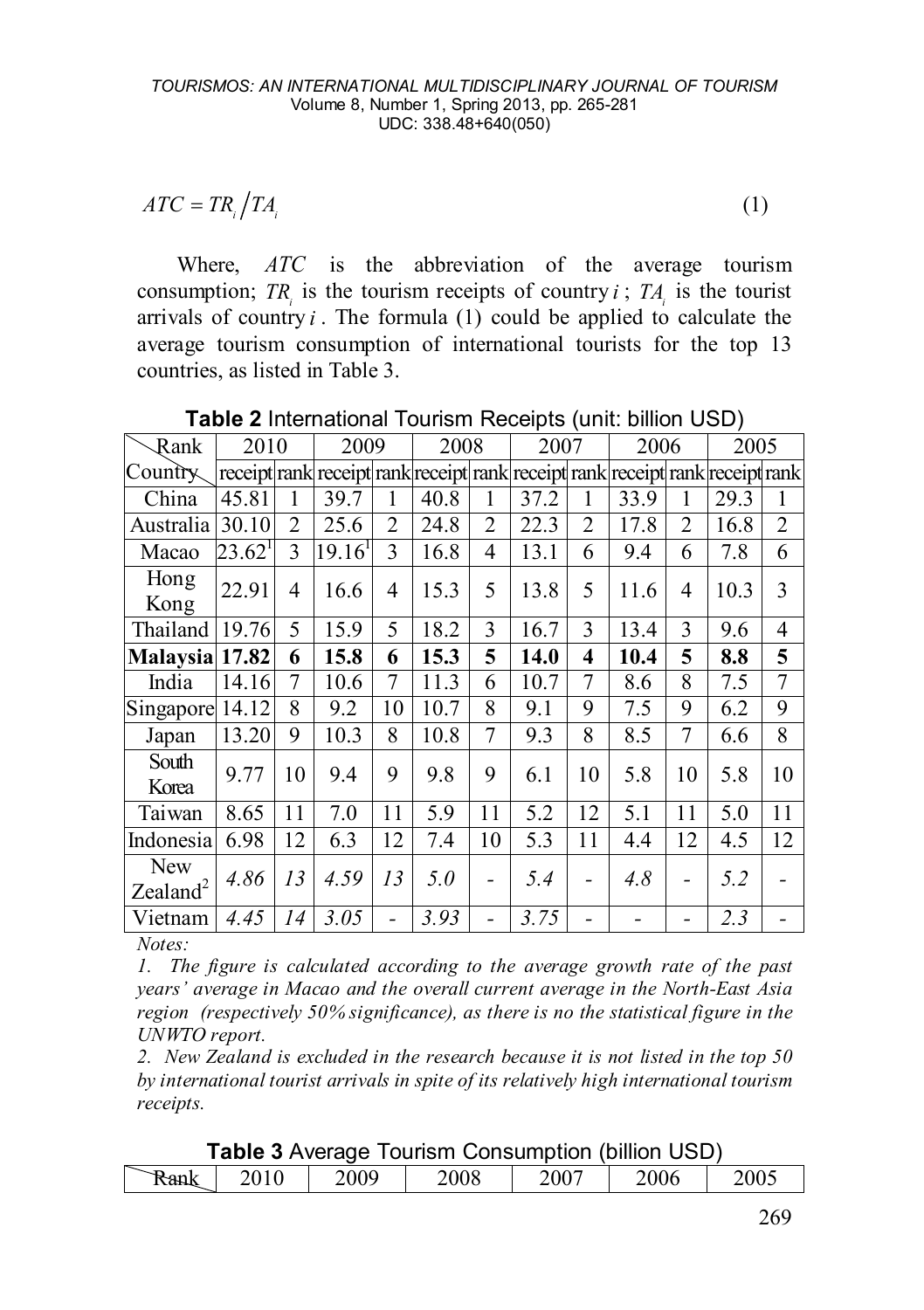$$ATC = TR_i / TA_i \tag{1}$$

Where, $ATC$ is the abbreviation of the average tourism consumption; $TR_i$ is the tourism receipts of country $i$; $TA_i$ is the tourist arrivals of country $i$. The formula (1) could be applied to calculate the average tourism consumption of international tourists for the top 13 countries, as listed in Table 3.

**Table 2** International Tourism Receipts (unit: billion USD)

| Rank / Country | 2010 | | 2009 | | 2008 | | 2007 | | 2006 | | 2005 | |
|---|---|---|---|---|---|---|---|---|---|---|---|---|
| | receipt | rank | receipt | rank | receipt | rank | receipt | rank | receipt | rank | receipt | rank |
| China | 45.81 | 1 | 39.7 | 1 | 40.8 | 1 | 37.2 | 1 | 33.9 | 1 | 29.3 | 1 |
| Australia | 30.10 | 2 | 25.6 | 2 | 24.8 | 2 | 22.3 | 2 | 17.8 | 2 | 16.8 | 2 |
| Macao | 23.62[1] | 3 | 19.16[1] | 3 | 16.8 | 4 | 13.1 | 6 | 9.4 | 6 | 7.8 | 6 |
| Hong Kong | 22.91 | 4 | 16.6 | 4 | 15.3 | 5 | 13.8 | 5 | 11.6 | 4 | 10.3 | 3 |
| Thailand | 19.76 | 5 | 15.9 | 5 | 18.2 | 3 | 16.7 | 3 | 13.4 | 3 | 9.6 | 4 |
| **Malaysia** | **17.82** | **6** | **15.8** | **6** | **15.3** | **5** | **14.0** | **4** | **10.4** | **5** | **8.8** | **5** |
| India | 14.16 | 7 | 10.6 | 7 | 11.3 | 6 | 10.7 | 7 | 8.6 | 8 | 7.5 | 7 |
| Singapore | 14.12 | 8 | 9.2 | 10 | 10.7 | 8 | 9.1 | 9 | 7.5 | 9 | 6.2 | 9 |
| Japan | 13.20 | 9 | 10.3 | 8 | 10.8 | 7 | 9.3 | 8 | 8.5 | 7 | 6.6 | 8 |
| South Korea | 9.77 | 10 | 9.4 | 9 | 9.8 | 9 | 6.1 | 10 | 5.8 | 10 | 5.8 | 10 |
| Taiwan | 8.65 | 11 | 7.0 | 11 | 5.9 | 11 | 5.2 | 12 | 5.1 | 11 | 5.0 | 11 |
| Indonesia | 6.98 | 12 | 6.3 | 12 | 7.4 | 10 | 5.3 | 11 | 4.4 | 12 | 4.5 | 12 |
| New Zealand[2] | *4.86* | *13* | *4.59* | *13* | *5.0* | - | *5.4* | - | *4.8* | - | *5.2* | - |
| Vietnam | *4.45* | *14* | *3.05* | - | *3.93* | - | *3.75* | - | - | - | *2.3* | - |

*Notes:*

*1. The figure is calculated according to the average growth rate of the past years' average in Macao and the overall current average in the North-East Asia region (respectively 50% significance), as there is no the statistical figure in the UNWTO report.*

*2. New Zealand is excluded in the research because it is not listed in the top 50 by international tourist arrivals in spite of its relatively high international tourism receipts.*

**Table 3** Average Tourism Consumption (billion USD)

| Rank | 2010 | 2009 | 2008 | 2007 | 2006 | 2005 |
|---|---|---|---|---|---|---|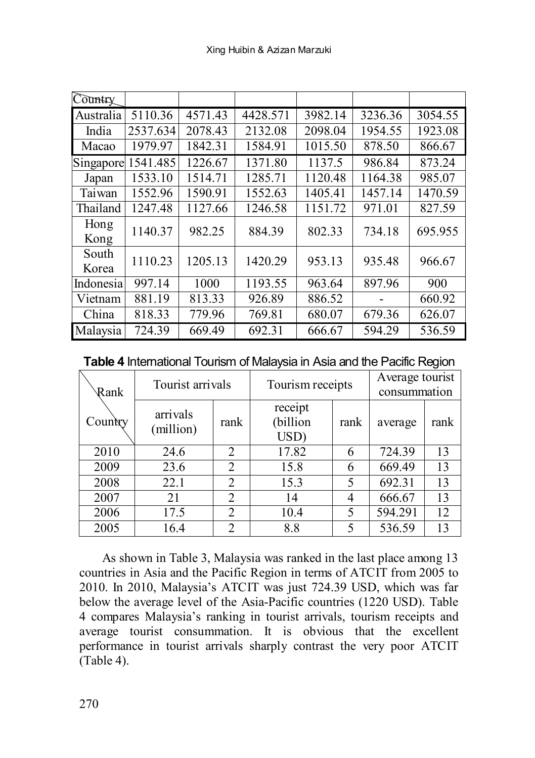| Country | | | | | | |
|---|---|---|---|---|---|---|
| Australia | 5110.36 | 4571.43 | 4428.571 | 3982.14 | 3236.36 | 3054.55 |
| India | 2537.634 | 2078.43 | 2132.08 | 2098.04 | 1954.55 | 1923.08 |
| Macao | 1979.97 | 1842.31 | 1584.91 | 1015.50 | 878.50 | 866.67 |
| Singapore | 1541.485 | 1226.67 | 1371.80 | 1137.5 | 986.84 | 873.24 |
| Japan | 1533.10 | 1514.71 | 1285.71 | 1120.48 | 1164.38 | 985.07 |
| Taiwan | 1552.96 | 1590.91 | 1552.63 | 1405.41 | 1457.14 | 1470.59 |
| Thailand | 1247.48 | 1127.66 | 1246.58 | 1151.72 | 971.01 | 827.59 |
| Hong Kong | 1140.37 | 982.25 | 884.39 | 802.33 | 734.18 | 695.955 |
| South Korea | 1110.23 | 1205.13 | 1420.29 | 953.13 | 935.48 | 966.67 |
| Indonesia | 997.14 | 1000 | 1193.55 | 963.64 | 897.96 | 900 |
| Vietnam | 881.19 | 813.33 | 926.89 | 886.52 | - | 660.92 |
| China | 818.33 | 779.96 | 769.81 | 680.07 | 679.36 | 626.07 |
| Malaysia | 724.39 | 669.49 | 692.31 | 666.67 | 594.29 | 536.59 |

**Table 4** International Tourism of Malaysia in Asia and the Pacific Region

| Rank | Tourist arrivals | | Tourism receipts | | Average tourist consummation | |
|---|---|---|---|---|---|---|
| Country | arrivals (million) | rank | receipt (billion USD) | rank | average | rank |
| 2010 | 24.6 | 2 | 17.82 | 6 | 724.39 | 13 |
| 2009 | 23.6 | 2 | 15.8 | 6 | 669.49 | 13 |
| 2008 | 22.1 | 2 | 15.3 | 5 | 692.31 | 13 |
| 2007 | 21 | 2 | 14 | 4 | 666.67 | 13 |
| 2006 | 17.5 | 2 | 10.4 | 5 | 594.291 | 12 |
| 2005 | 16.4 | 2 | 8.8 | 5 | 536.59 | 13 |

As shown in Table 3, Malaysia was ranked in the last place among 13 countries in Asia and the Pacific Region in terms of ATCIT from 2005 to 2010. In 2010, Malaysia's ATCIT was just 724.39 USD, which was far below the average level of the Asia-Pacific countries (1220 USD). Table 4 compares Malaysia's ranking in tourist arrivals, tourism receipts and average tourist consummation. It is obvious that the excellent performance in tourist arrivals sharply contrast the very poor ATCIT (Table 4).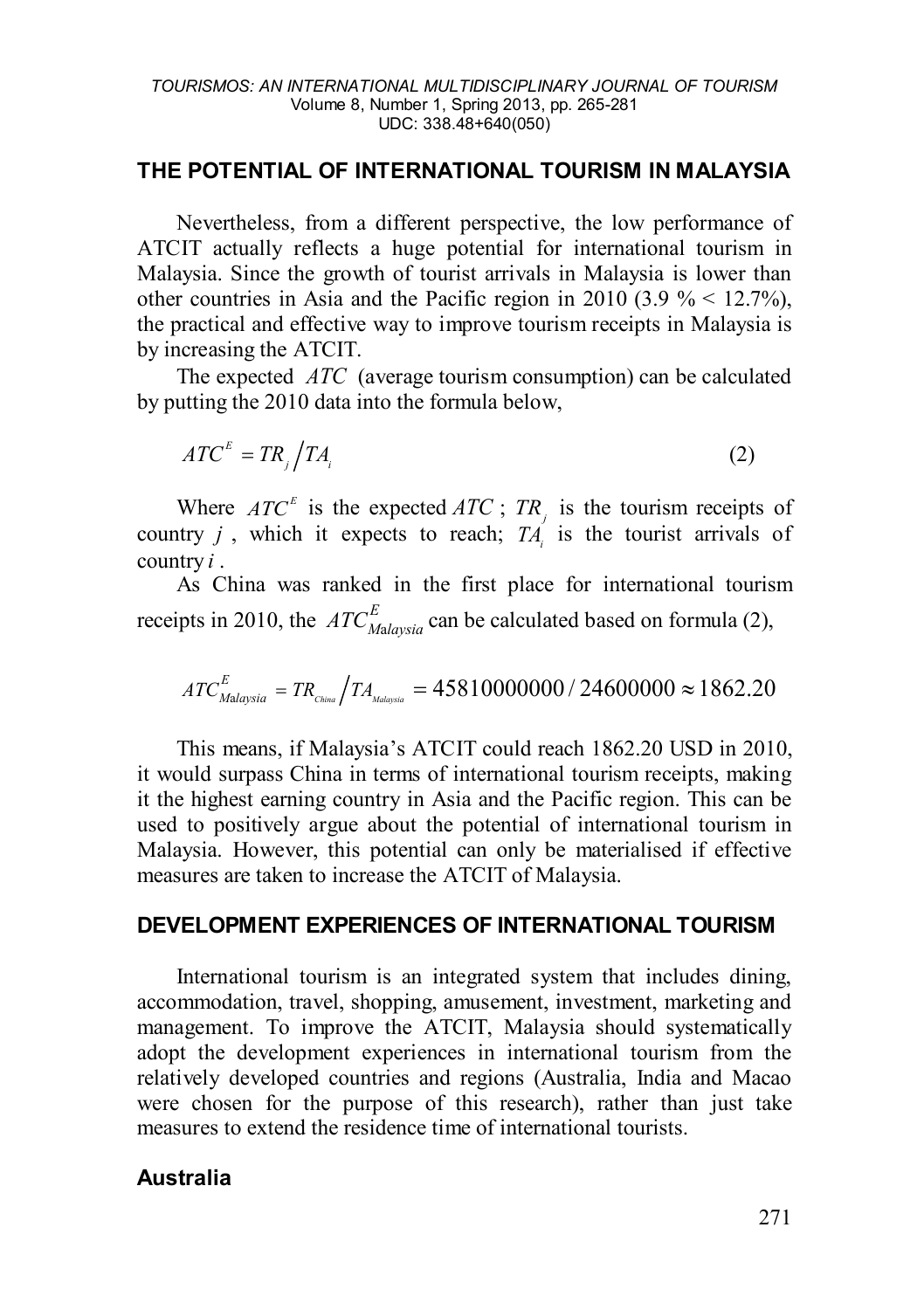## THE POTENTIAL OF INTERNATIONAL TOURISM IN MALAYSIA

Nevertheless, from a different perspective, the low performance of ATCIT actually reflects a huge potential for international tourism in Malaysia. Since the growth of tourist arrivals in Malaysia is lower than other countries in Asia and the Pacific region in 2010 (3.9 % < 12.7%), the practical and effective way to improve tourism receipts in Malaysia is by increasing the ATCIT.

The expected $ATC$ (average tourism consumption) can be calculated by putting the 2010 data into the formula below,

$$ATC^{E} = TR_{j} \Big/ TA_{i} \tag{2}$$

Where $ATC^{E}$ is the expected $ATC$ ; $TR_{j}$ is the tourism receipts of country $j$ , which it expects to reach; $TA_{i}$ is the tourist arrivals of country $i$ .

As China was ranked in the first place for international tourism receipts in 2010, the $ATC^{E}_{Malaysia}$ can be calculated based on formula (2),

$$ATC^{E}_{Malaysia} = TR_{China} \Big/ TA_{Malaysia} = 45810000000 / 24600000 \approx 1862.20$$

This means, if Malaysia's ATCIT could reach 1862.20 USD in 2010, it would surpass China in terms of international tourism receipts, making it the highest earning country in Asia and the Pacific region. This can be used to positively argue about the potential of international tourism in Malaysia. However, this potential can only be materialised if effective measures are taken to increase the ATCIT of Malaysia.

## DEVELOPMENT EXPERIENCES OF INTERNATIONAL TOURISM

International tourism is an integrated system that includes dining, accommodation, travel, shopping, amusement, investment, marketing and management. To improve the ATCIT, Malaysia should systematically adopt the development experiences in international tourism from the relatively developed countries and regions (Australia, India and Macao were chosen for the purpose of this research), rather than just take measures to extend the residence time of international tourists.

### Australia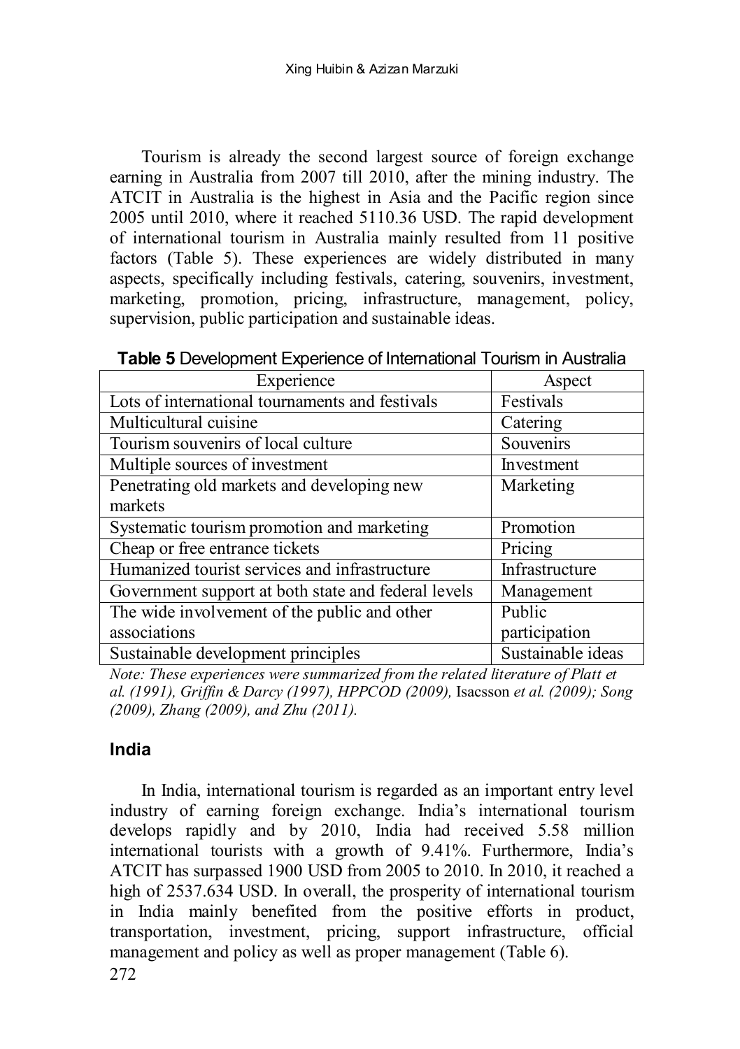Tourism is already the second largest source of foreign exchange earning in Australia from 2007 till 2010, after the mining industry. The ATCIT in Australia is the highest in Asia and the Pacific region since 2005 until 2010, where it reached 5110.36 USD. The rapid development of international tourism in Australia mainly resulted from 11 positive factors (Table 5). These experiences are widely distributed in many aspects, specifically including festivals, catering, souvenirs, investment, marketing, promotion, pricing, infrastructure, management, policy, supervision, public participation and sustainable ideas.

**Table 5** Development Experience of International Tourism in Australia

| Experience | Aspect |
|---|---|
| Lots of international tournaments and festivals | Festivals |
| Multicultural cuisine | Catering |
| Tourism souvenirs of local culture | Souvenirs |
| Multiple sources of investment | Investment |
| Penetrating old markets and developing new markets | Marketing |
| Systematic tourism promotion and marketing | Promotion |
| Cheap or free entrance tickets | Pricing |
| Humanized tourist services and infrastructure | Infrastructure |
| Government support at both state and federal levels | Management |
| The wide involvement of the public and other associations | Public participation |
| Sustainable development principles | Sustainable ideas |

*Note: These experiences were summarized from the related literature of Platt et al. (1991), Griffin & Darcy (1997), HPPCOD (2009),* Isacsson *et al. (2009); Song (2009), Zhang (2009), and Zhu (2011).*

## India

In India, international tourism is regarded as an important entry level industry of earning foreign exchange. India's international tourism develops rapidly and by 2010, India had received 5.58 million international tourists with a growth of 9.41%. Furthermore, India's ATCIT has surpassed 1900 USD from 2005 to 2010. In 2010, it reached a high of 2537.634 USD. In overall, the prosperity of international tourism in India mainly benefited from the positive efforts in product, transportation, investment, pricing, support infrastructure, official management and policy as well as proper management (Table 6).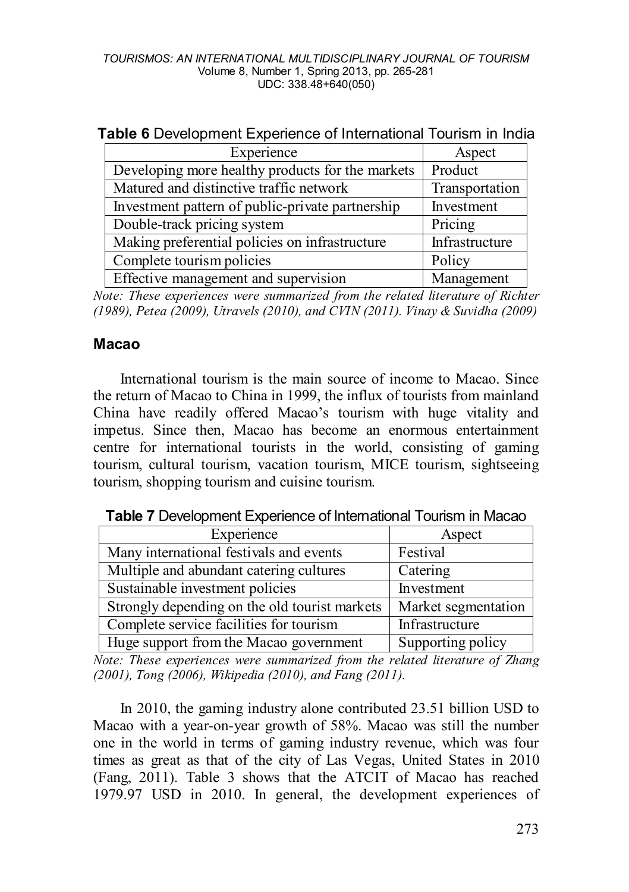**Table 6** Development Experience of International Tourism in India

| Experience | Aspect |
|---|---|
| Developing more healthy products for the markets | Product |
| Matured and distinctive traffic network | Transportation |
| Investment pattern of public-private partnership | Investment |
| Double-track pricing system | Pricing |
| Making preferential policies on infrastructure | Infrastructure |
| Complete tourism policies | Policy |
| Effective management and supervision | Management |

*Note: These experiences were summarized from the related literature of Richter (1989), Petea (2009), Utravels (2010), and CVIN (2011). Vinay & Suvidha (2009)*

### Macao

International tourism is the main source of income to Macao. Since the return of Macao to China in 1999, the influx of tourists from mainland China have readily offered Macao's tourism with huge vitality and impetus. Since then, Macao has become an enormous entertainment centre for international tourists in the world, consisting of gaming tourism, cultural tourism, vacation tourism, MICE tourism, sightseeing tourism, shopping tourism and cuisine tourism.

**Table 7** Development Experience of International Tourism in Macao

| Experience | Aspect |
|---|---|
| Many international festivals and events | Festival |
| Multiple and abundant catering cultures | Catering |
| Sustainable investment policies | Investment |
| Strongly depending on the old tourist markets | Market segmentation |
| Complete service facilities for tourism | Infrastructure |
| Huge support from the Macao government | Supporting policy |

*Note: These experiences were summarized from the related literature of Zhang (2001), Tong (2006), Wikipedia (2010), and Fang (2011).*

In 2010, the gaming industry alone contributed 23.51 billion USD to Macao with a year-on-year growth of 58%. Macao was still the number one in the world in terms of gaming industry revenue, which was four times as great as that of the city of Las Vegas, United States in 2010 (Fang, 2011). Table 3 shows that the ATCIT of Macao has reached 1979.97 USD in 2010. In general, the development experiences of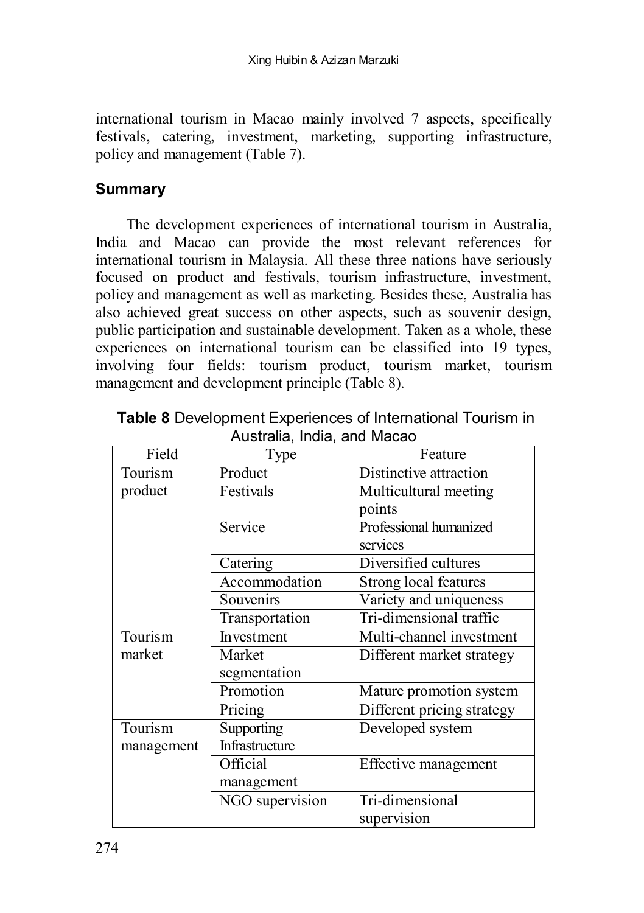international tourism in Macao mainly involved 7 aspects, specifically festivals, catering, investment, marketing, supporting infrastructure, policy and management (Table 7).

## Summary

The development experiences of international tourism in Australia, India and Macao can provide the most relevant references for international tourism in Malaysia. All these three nations have seriously focused on product and festivals, tourism infrastructure, investment, policy and management as well as marketing. Besides these, Australia has also achieved great success on other aspects, such as souvenir design, public participation and sustainable development. Taken as a whole, these experiences on international tourism can be classified into 19 types, involving four fields: tourism product, tourism market, tourism management and development principle (Table 8).

**Table 8** Development Experiences of International Tourism in Australia, India, and Macao

| Field | Type | Feature |
|---|---|---|
| Tourism product | Product | Distinctive attraction |
| | Festivals | Multicultural meeting points |
| | Service | Professional humanized services |
| | Catering | Diversified cultures |
| | Accommodation | Strong local features |
| | Souvenirs | Variety and uniqueness |
| | Transportation | Tri-dimensional traffic |
| Tourism market | Investment | Multi-channel investment |
| | Market segmentation | Different market strategy |
| | Promotion | Mature promotion system |
| | Pricing | Different pricing strategy |
| Tourism management | Supporting Infrastructure | Developed system |
| | Official management | Effective management |
| | NGO supervision | Tri-dimensional supervision |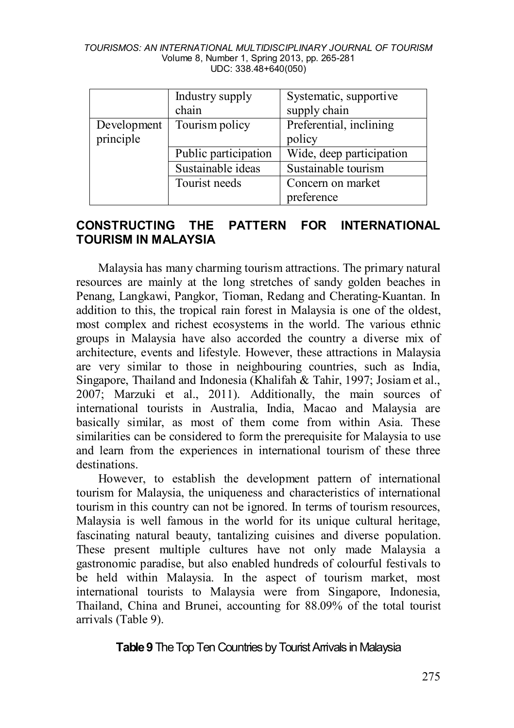|  |  |  |
|---|---|---|
|  | Industry supply chain | Systematic, supportive supply chain |
| Development principle | Tourism policy | Preferential, inclining policy |
|  | Public participation | Wide, deep participation |
|  | Sustainable ideas | Sustainable tourism |
|  | Tourist needs | Concern on market preference |

## CONSTRUCTING THE PATTERN FOR INTERNATIONAL TOURISM IN MALAYSIA

Malaysia has many charming tourism attractions. The primary natural resources are mainly at the long stretches of sandy golden beaches in Penang, Langkawi, Pangkor, Tioman, Redang and Cherating-Kuantan. In addition to this, the tropical rain forest in Malaysia is one of the oldest, most complex and richest ecosystems in the world. The various ethnic groups in Malaysia have also accorded the country a diverse mix of architecture, events and lifestyle. However, these attractions in Malaysia are very similar to those in neighbouring countries, such as India, Singapore, Thailand and Indonesia (Khalifah & Tahir, 1997; Josiam et al., 2007; Marzuki et al., 2011). Additionally, the main sources of international tourists in Australia, India, Macao and Malaysia are basically similar, as most of them come from within Asia. These similarities can be considered to form the prerequisite for Malaysia to use and learn from the experiences in international tourism of these three destinations.

However, to establish the development pattern of international tourism for Malaysia, the uniqueness and characteristics of international tourism in this country can not be ignored. In terms of tourism resources, Malaysia is well famous in the world for its unique cultural heritage, fascinating natural beauty, tantalizing cuisines and diverse population. These present multiple cultures have not only made Malaysia a gastronomic paradise, but also enabled hundreds of colourful festivals to be held within Malaysia. In the aspect of tourism market, most international tourists to Malaysia were from Singapore, Indonesia, Thailand, China and Brunei, accounting for 88.09% of the total tourist arrivals (Table 9).

**Table 9** The Top Ten Countries by Tourist Arrivals in Malaysia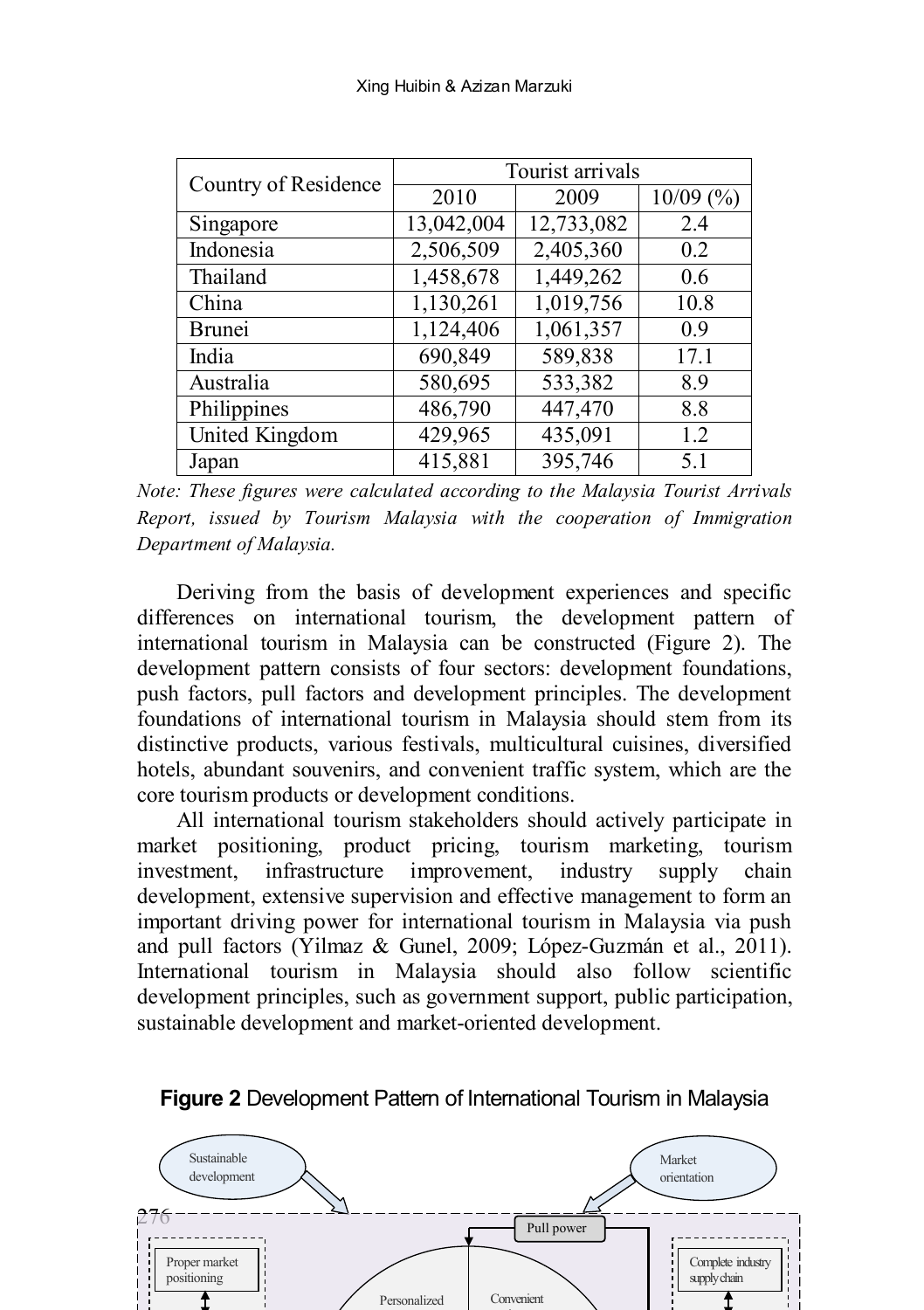| Country of Residence | Tourist arrivals | | |
|---|---|---|---|
| | 2010 | 2009 | 10/09 (%) |
| Singapore | 13,042,004 | 12,733,082 | 2.4 |
| Indonesia | 2,506,509 | 2,405,360 | 0.2 |
| Thailand | 1,458,678 | 1,449,262 | 0.6 |
| China | 1,130,261 | 1,019,756 | 10.8 |
| Brunei | 1,124,406 | 1,061,357 | 0.9 |
| India | 690,849 | 589,838 | 17.1 |
| Australia | 580,695 | 533,382 | 8.9 |
| Philippines | 486,790 | 447,470 | 8.8 |
| United Kingdom | 429,965 | 435,091 | 1.2 |
| Japan | 415,881 | 395,746 | 5.1 |

*Note: These figures were calculated according to the Malaysia Tourist Arrivals Report, issued by Tourism Malaysia with the cooperation of Immigration Department of Malaysia.*

Deriving from the basis of development experiences and specific differences on international tourism, the development pattern of international tourism in Malaysia can be constructed (Figure 2). The development pattern consists of four sectors: development foundations, push factors, pull factors and development principles. The development foundations of international tourism in Malaysia should stem from its distinctive products, various festivals, multicultural cuisines, diversified hotels, abundant souvenirs, and convenient traffic system, which are the core tourism products or development conditions.

All international tourism stakeholders should actively participate in market positioning, product pricing, tourism marketing, tourism investment, infrastructure improvement, industry supply chain development, extensive supervision and effective management to form an important driving power for international tourism in Malaysia via push and pull factors (Yilmaz & Gunel, 2009; López-Guzmán et al., 2011). International tourism in Malaysia should also follow scientific development principles, such as government support, public participation, sustainable development and market-oriented development.

**Figure 2** Development Pattern of International Tourism in Malaysia

Sustainable development

Market orientation

Pull power

Proper market positioning

Complete industry supply chain

Personalized

Convenient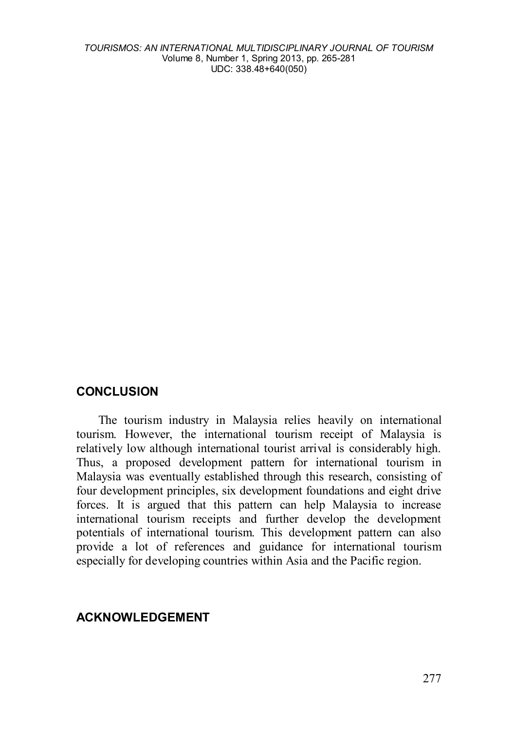## CONCLUSION

The tourism industry in Malaysia relies heavily on international tourism. However, the international tourism receipt of Malaysia is relatively low although international tourist arrival is considerably high. Thus, a proposed development pattern for international tourism in Malaysia was eventually established through this research, consisting of four development principles, six development foundations and eight drive forces. It is argued that this pattern can help Malaysia to increase international tourism receipts and further develop the development potentials of international tourism. This development pattern can also provide a lot of references and guidance for international tourism especially for developing countries within Asia and the Pacific region.

## ACKNOWLEDGEMENT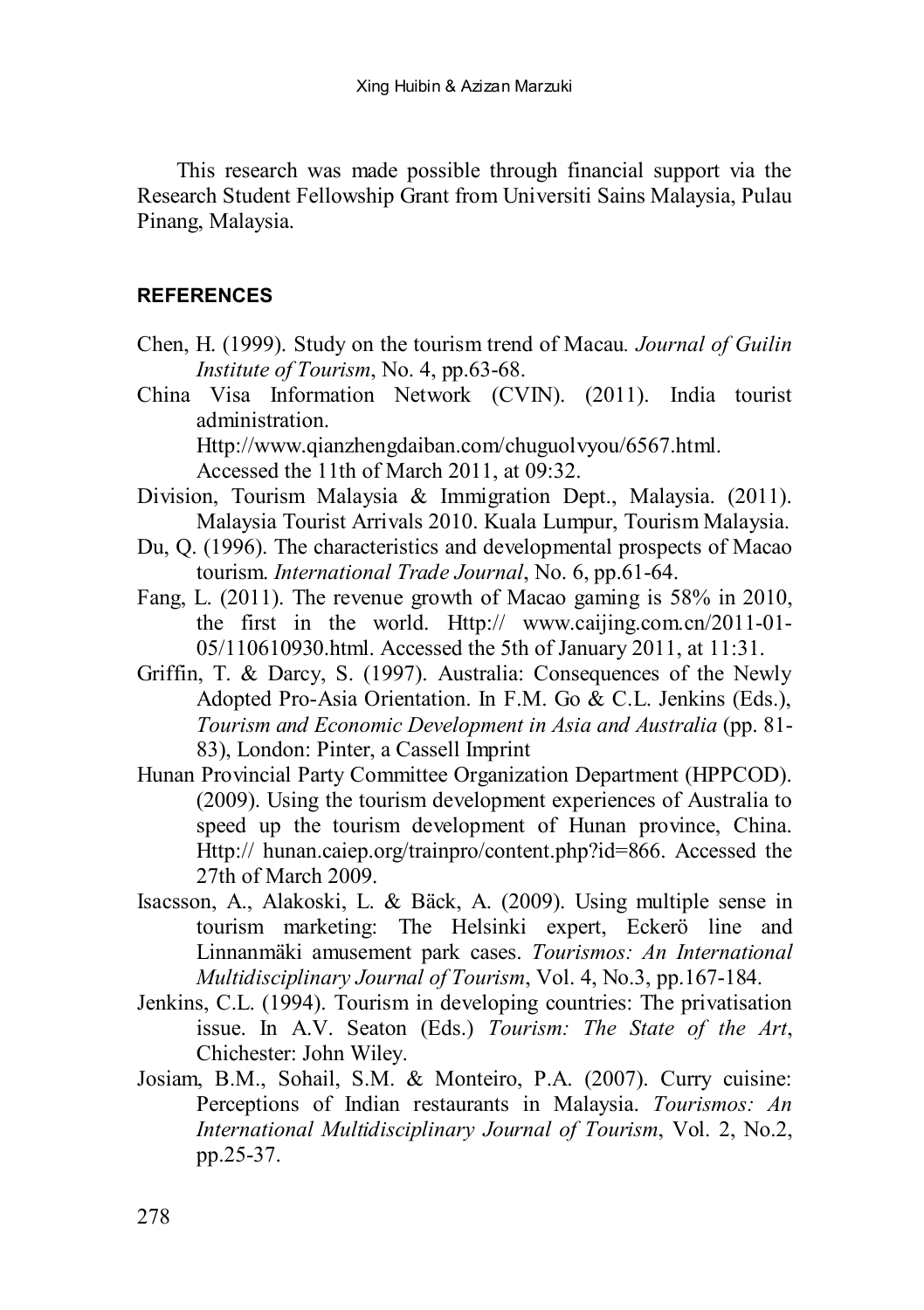This research was made possible through financial support via the Research Student Fellowship Grant from Universiti Sains Malaysia, Pulau Pinang, Malaysia.

## REFERENCES

Chen, H. (1999). Study on the tourism trend of Macau. *Journal of Guilin Institute of Tourism*, No. 4, pp.63-68.

China Visa Information Network (CVIN). (2011). India tourist administration. Http://www.qianzhengdaiban.com/chuguolvyou/6567.html. Accessed the 11th of March 2011, at 09:32.

Division, Tourism Malaysia & Immigration Dept., Malaysia. (2011). Malaysia Tourist Arrivals 2010. Kuala Lumpur, Tourism Malaysia.

Du, Q. (1996). The characteristics and developmental prospects of Macao tourism. *International Trade Journal*, No. 6, pp.61-64.

Fang, L. (2011). The revenue growth of Macao gaming is 58% in 2010, the first in the world. Http:// www.caijing.com.cn/2011-01-05/110610930.html. Accessed the 5th of January 2011, at 11:31.

Griffin, T. & Darcy, S. (1997). Australia: Consequences of the Newly Adopted Pro-Asia Orientation. In F.M. Go & C.L. Jenkins (Eds.), *Tourism and Economic Development in Asia and Australia* (pp. 81-83), London: Pinter, a Cassell Imprint

Hunan Provincial Party Committee Organization Department (HPPCOD). (2009). Using the tourism development experiences of Australia to speed up the tourism development of Hunan province, China. Http:// hunan.caiep.org/trainpro/content.php?id=866. Accessed the 27th of March 2009.

Isacsson, A., Alakoski, L. & Bäck, A. (2009). Using multiple sense in tourism marketing: The Helsinki expert, Eckerö line and Linnanmäki amusement park cases. *Tourismos: An International Multidisciplinary Journal of Tourism*, Vol. 4, No.3, pp.167-184.

Jenkins, C.L. (1994). Tourism in developing countries: The privatisation issue. In A.V. Seaton (Eds.) *Tourism: The State of the Art*, Chichester: John Wiley.

Josiam, B.M., Sohail, S.M. & Monteiro, P.A. (2007). Curry cuisine: Perceptions of Indian restaurants in Malaysia. *Tourismos: An International Multidisciplinary Journal of Tourism*, Vol. 2, No.2, pp.25-37.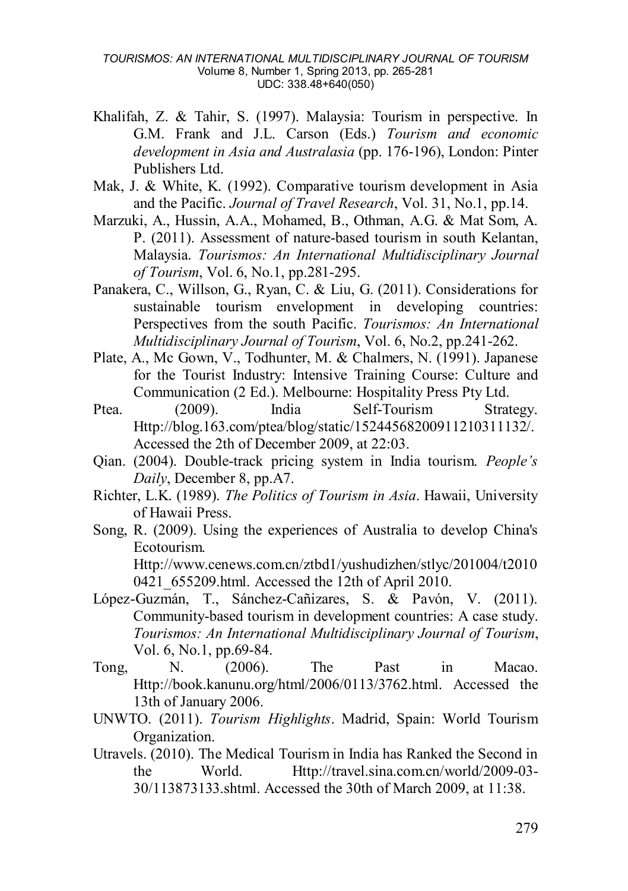Khalifah, Z. & Tahir, S. (1997). Malaysia: Tourism in perspective. In G.M. Frank and J.L. Carson (Eds.) *Tourism and economic development in Asia and Australasia* (pp. 176-196), London: Pinter Publishers Ltd.

Mak, J. & White, K. (1992). Comparative tourism development in Asia and the Pacific. *Journal of Travel Research*, Vol. 31, No.1, pp.14.

Marzuki, A., Hussin, A.A., Mohamed, B., Othman, A.G. & Mat Som, A. P. (2011). Assessment of nature-based tourism in south Kelantan, Malaysia. *Tourismos: An International Multidisciplinary Journal of Tourism*, Vol. 6, No.1, pp.281-295.

Panakera, C., Willson, G., Ryan, C. & Liu, G. (2011). Considerations for sustainable tourism envelopment in developing countries: Perspectives from the south Pacific. *Tourismos: An International Multidisciplinary Journal of Tourism*, Vol. 6, No.2, pp.241-262.

Plate, A., Mc Gown, V., Todhunter, M. & Chalmers, N. (1991). Japanese for the Tourist Industry: Intensive Training Course: Culture and Communication (2 Ed.). Melbourne: Hospitality Press Pty Ltd.

Ptea. (2009). India Self-Tourism Strategy. Http://blog.163.com/ptea/blog/static/15244568200911210311132/. Accessed the 2th of December 2009, at 22:03.

Qian. (2004). Double-track pricing system in India tourism. *People's Daily*, December 8, pp.A7.

Richter, L.K. (1989). *The Politics of Tourism in Asia*. Hawaii, University of Hawaii Press.

Song, R. (2009). Using the experiences of Australia to develop China's Ecotourism. Http://www.cenews.com.cn/ztbd1/yushudizhen/stlyc/201004/t20100421_655209.html. Accessed the 12th of April 2010.

López-Guzmán, T., Sánchez-Cañizares, S. & Pavón, V. (2011). Community-based tourism in development countries: A case study. *Tourismos: An International Multidisciplinary Journal of Tourism*, Vol. 6, No.1, pp.69-84.

Tong, N. (2006). The Past in Macao. Http://book.kanunu.org/html/2006/0113/3762.html. Accessed the 13th of January 2006.

UNWTO. (2011). *Tourism Highlights*. Madrid, Spain: World Tourism Organization.

Utravels. (2010). The Medical Tourism in India has Ranked the Second in the World. Http://travel.sina.com.cn/world/2009-03-30/113873133.shtml. Accessed the 30th of March 2009, at 11:38.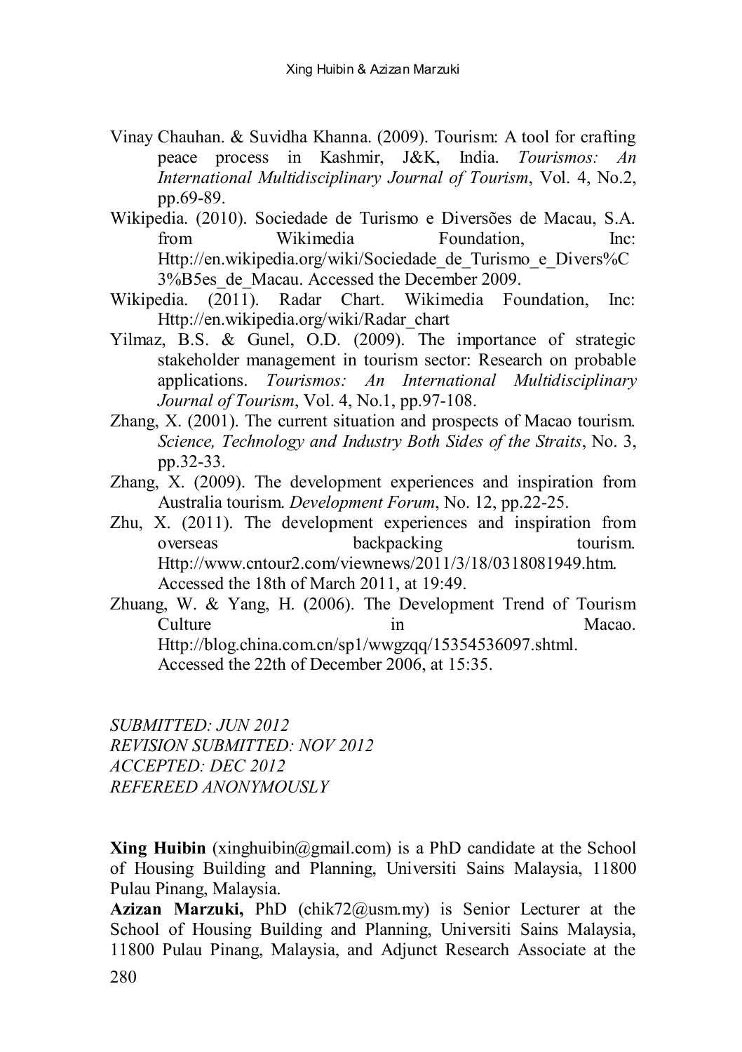Vinay Chauhan. & Suvidha Khanna. (2009). Tourism: A tool for crafting peace process in Kashmir, J&K, India. *Tourismos: An International Multidisciplinary Journal of Tourism*, Vol. 4, No.2, pp.69-89.

Wikipedia. (2010). Sociedade de Turismo e Diversões de Macau, S.A. from Wikimedia Foundation, Inc: Http://en.wikipedia.org/wiki/Sociedade_de_Turismo_e_Divers%C3%B5es_de_Macau. Accessed the December 2009.

Wikipedia. (2011). Radar Chart. Wikimedia Foundation, Inc: Http://en.wikipedia.org/wiki/Radar_chart

Yilmaz, B.S. & Gunel, O.D. (2009). The importance of strategic stakeholder management in tourism sector: Research on probable applications. *Tourismos: An International Multidisciplinary Journal of Tourism*, Vol. 4, No.1, pp.97-108.

Zhang, X. (2001). The current situation and prospects of Macao tourism. *Science, Technology and Industry Both Sides of the Straits*, No. 3, pp.32-33.

Zhang, X. (2009). The development experiences and inspiration from Australia tourism. *Development Forum*, No. 12, pp.22-25.

Zhu, X. (2011). The development experiences and inspiration from overseas backpacking tourism. Http://www.cntour2.com/viewnews/2011/3/18/0318081949.htm. Accessed the 18th of March 2011, at 19:49.

Zhuang, W. & Yang, H. (2006). The Development Trend of Tourism Culture in Macao. Http://blog.china.com.cn/sp1/wwgzqq/15354536097.shtml. Accessed the 22th of December 2006, at 15:35.

*SUBMITTED: JUN 2012*
*REVISION SUBMITTED: NOV 2012*
*ACCEPTED: DEC 2012*
*REFEREED ANONYMOUSLY*

**Xing Huibin** (xinghuibin@gmail.com) is a PhD candidate at the School of Housing Building and Planning, Universiti Sains Malaysia, 11800 Pulau Pinang, Malaysia.

**Azizan Marzuki,** PhD (chik72@usm.my) is Senior Lecturer at the School of Housing Building and Planning, Universiti Sains Malaysia, 11800 Pulau Pinang, Malaysia, and Adjunct Research Associate at the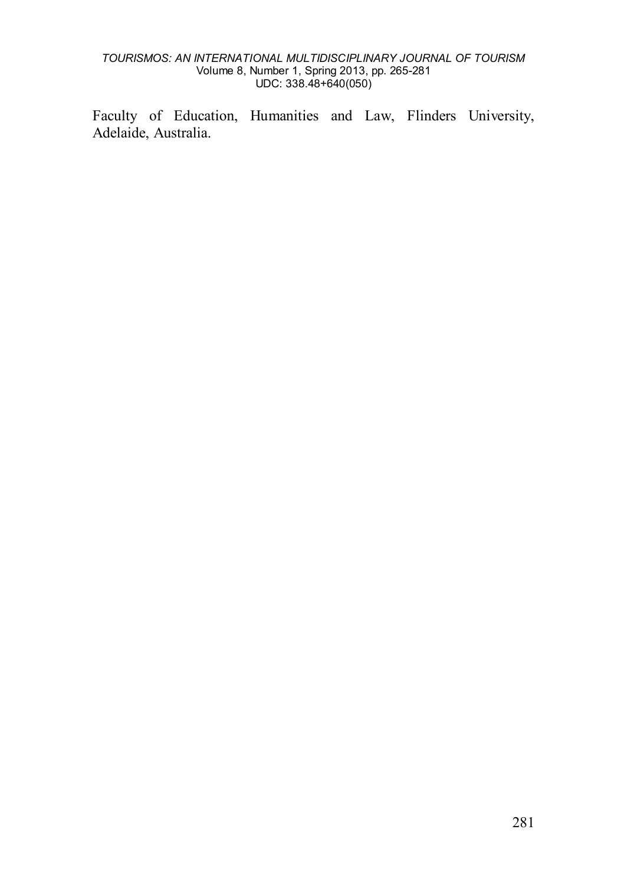Faculty of Education, Humanities and Law, Flinders University, Adelaide, Australia.